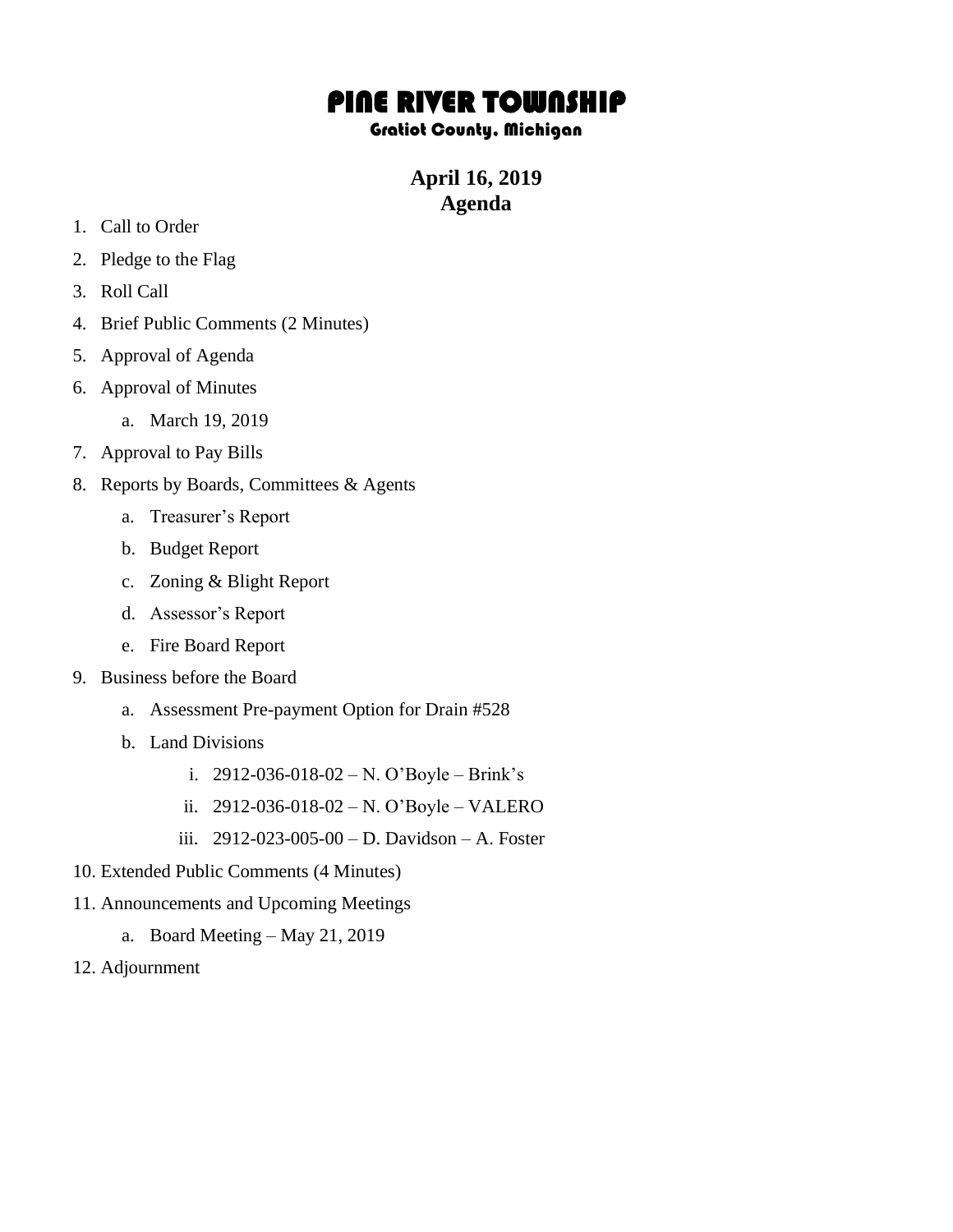# PINE RIVER TOWNSHIP

### Gratiot County, Michigan

## April 16, 2019
## Agenda

1. Call to Order
2. Pledge to the Flag
3. Roll Call
4. Brief Public Comments (2 Minutes)
5. Approval of Agenda
6. Approval of Minutes
    a. March 19, 2019
7. Approval to Pay Bills
8. Reports by Boards, Committees & Agents
    a. Treasurer's Report
    b. Budget Report
    c. Zoning & Blight Report
    d. Assessor's Report
    e. Fire Board Report
9. Business before the Board
    a. Assessment Pre-payment Option for Drain #528
    b. Land Divisions
        i. 2912-036-018-02 – N. O'Boyle – Brink's
        ii. 2912-036-018-02 – N. O'Boyle – VALERO
        iii. 2912-023-005-00 – D. Davidson – A. Foster
10. Extended Public Comments (4 Minutes)
11. Announcements and Upcoming Meetings
    a. Board Meeting – May 21, 2019
12. Adjournment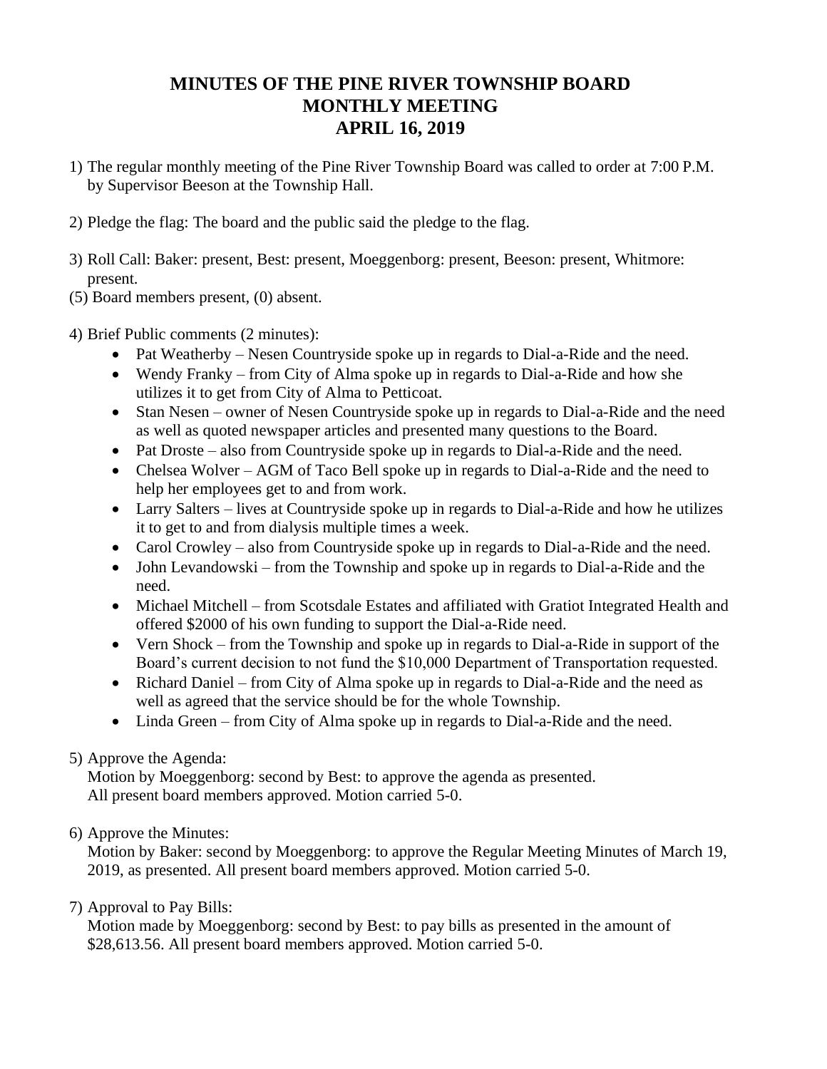# MINUTES OF THE PINE RIVER TOWNSHIP BOARD MONTHLY MEETING APRIL 16, 2019

1) The regular monthly meeting of the Pine River Township Board was called to order at 7:00 P.M. by Supervisor Beeson at the Township Hall.

2) Pledge the flag: The board and the public said the pledge to the flag.

3) Roll Call: Baker: present, Best: present, Moeggenborg: present, Beeson: present, Whitmore: present.

(5) Board members present, (0) absent.

4) Brief Public comments (2 minutes):
   - Pat Weatherby – Nesen Countryside spoke up in regards to Dial-a-Ride and the need.
   - Wendy Franky – from City of Alma spoke up in regards to Dial-a-Ride and how she utilizes it to get from City of Alma to Petticoat.
   - Stan Nesen – owner of Nesen Countryside spoke up in regards to Dial-a-Ride and the need as well as quoted newspaper articles and presented many questions to the Board.
   - Pat Droste – also from Countryside spoke up in regards to Dial-a-Ride and the need.
   - Chelsea Wolver – AGM of Taco Bell spoke up in regards to Dial-a-Ride and the need to help her employees get to and from work.
   - Larry Salters – lives at Countryside spoke up in regards to Dial-a-Ride and how he utilizes it to get to and from dialysis multiple times a week.
   - Carol Crowley – also from Countryside spoke up in regards to Dial-a-Ride and the need.
   - John Levandowski – from the Township and spoke up in regards to Dial-a-Ride and the need.
   - Michael Mitchell – from Scotsdale Estates and affiliated with Gratiot Integrated Health and offered $2000 of his own funding to support the Dial-a-Ride need.
   - Vern Shock – from the Township and spoke up in regards to Dial-a-Ride in support of the Board's current decision to not fund the $10,000 Department of Transportation requested.
   - Richard Daniel – from City of Alma spoke up in regards to Dial-a-Ride and the need as well as agreed that the service should be for the whole Township.
   - Linda Green – from City of Alma spoke up in regards to Dial-a-Ride and the need.

5) Approve the Agenda:
   Motion by Moeggenborg: second by Best: to approve the agenda as presented.
   All present board members approved. Motion carried 5-0.

6) Approve the Minutes:
   Motion by Baker: second by Moeggenborg: to approve the Regular Meeting Minutes of March 19, 2019, as presented. All present board members approved. Motion carried 5-0.

7) Approval to Pay Bills:
   Motion made by Moeggenborg: second by Best: to pay bills as presented in the amount of $28,613.56. All present board members approved. Motion carried 5-0.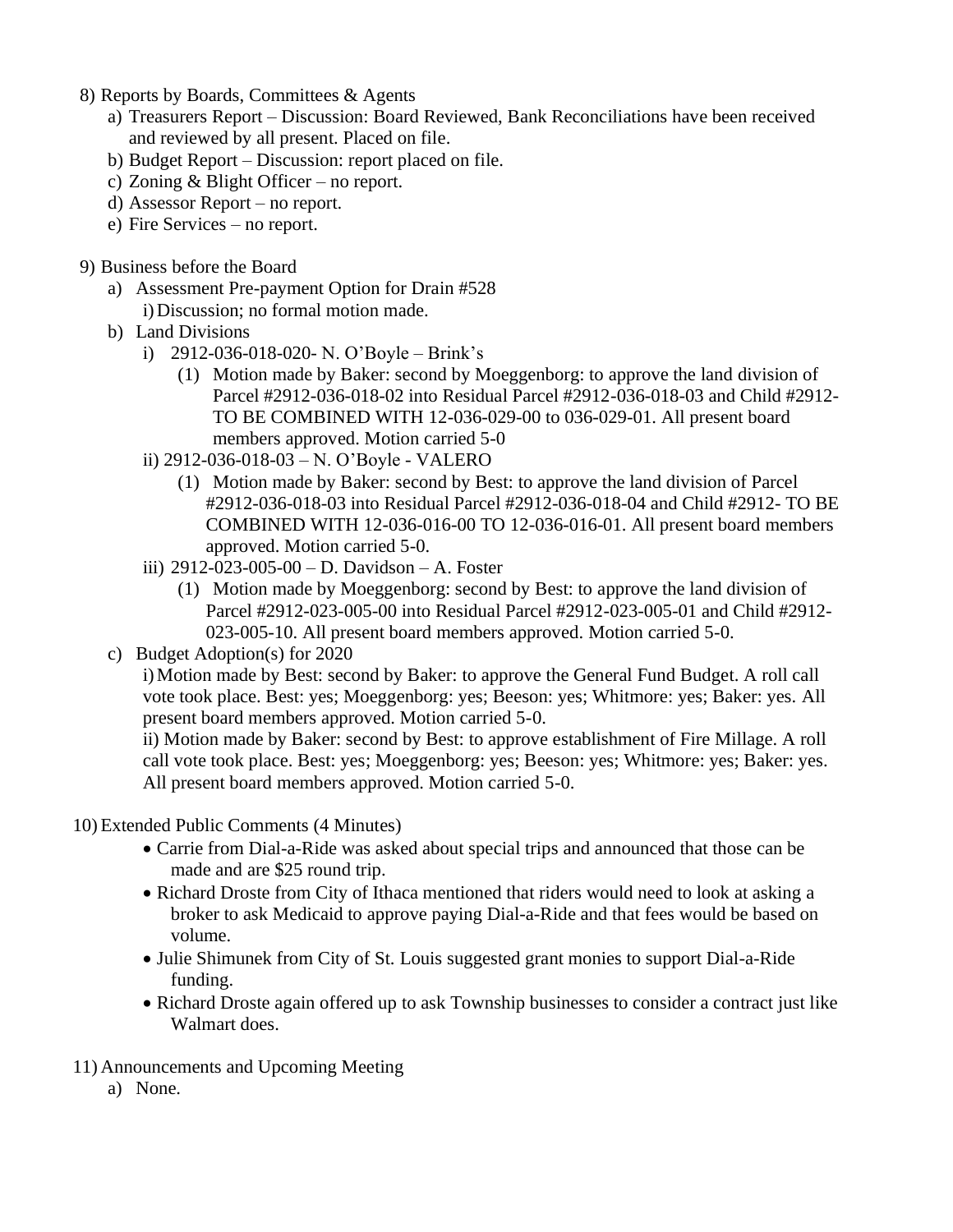8) Reports by Boards, Committees & Agents
   a) Treasurers Report – Discussion: Board Reviewed, Bank Reconciliations have been received and reviewed by all present. Placed on file.
   b) Budget Report – Discussion: report placed on file.
   c) Zoning & Blight Officer – no report.
   d) Assessor Report – no report.
   e) Fire Services – no report.

9) Business before the Board
   a) Assessment Pre-payment Option for Drain #528
      i) Discussion; no formal motion made.
   b) Land Divisions
      i) 2912-036-018-020- N. O'Boyle – Brink's
         (1) Motion made by Baker: second by Moeggenborg: to approve the land division of Parcel #2912-036-018-02 into Residual Parcel #2912-036-018-03 and Child #2912- TO BE COMBINED WITH 12-036-029-00 to 036-029-01. All present board members approved. Motion carried 5-0
      ii) 2912-036-018-03 – N. O'Boyle - VALERO
         (1) Motion made by Baker: second by Best: to approve the land division of Parcel #2912-036-018-03 into Residual Parcel #2912-036-018-04 and Child #2912- TO BE COMBINED WITH 12-036-016-00 TO 12-036-016-01. All present board members approved. Motion carried 5-0.
      iii) 2912-023-005-00 – D. Davidson – A. Foster
         (1) Motion made by Moeggenborg: second by Best: to approve the land division of Parcel #2912-023-005-00 into Residual Parcel #2912-023-005-01 and Child #2912-023-005-10. All present board members approved. Motion carried 5-0.
   c) Budget Adoption(s) for 2020
      i) Motion made by Best: second by Baker: to approve the General Fund Budget. A roll call vote took place. Best: yes; Moeggenborg: yes; Beeson: yes; Whitmore: yes; Baker: yes. All present board members approved. Motion carried 5-0.
      ii) Motion made by Baker: second by Best: to approve establishment of Fire Millage. A roll call vote took place. Best: yes; Moeggenborg: yes; Beeson: yes; Whitmore: yes; Baker: yes. All present board members approved. Motion carried 5-0.

10) Extended Public Comments (4 Minutes)
   - Carrie from Dial-a-Ride was asked about special trips and announced that those can be made and are $25 round trip.
   - Richard Droste from City of Ithaca mentioned that riders would need to look at asking a broker to ask Medicaid to approve paying Dial-a-Ride and that fees would be based on volume.
   - Julie Shimunek from City of St. Louis suggested grant monies to support Dial-a-Ride funding.
   - Richard Droste again offered up to ask Township businesses to consider a contract just like Walmart does.

11) Announcements and Upcoming Meeting
   a) None.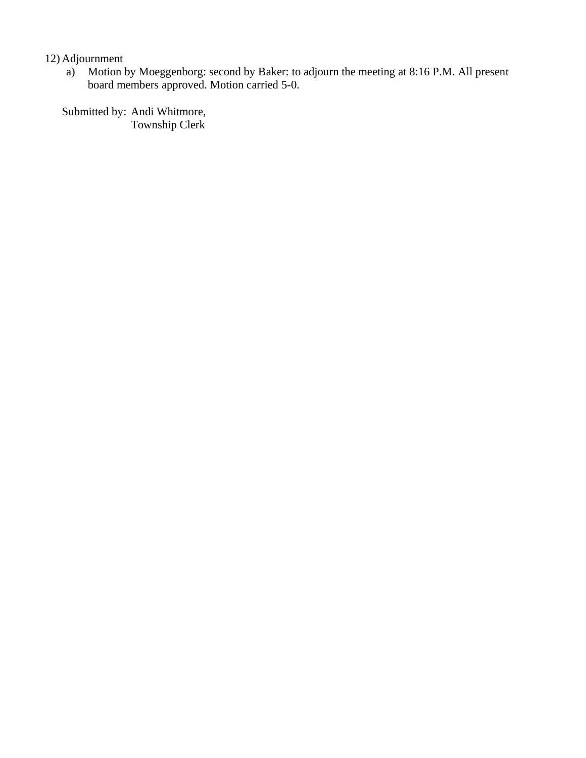12) Adjournment

a) Motion by Moeggenborg: second by Baker: to adjourn the meeting at 8:16 P.M. All present board members approved. Motion carried 5-0.

Submitted by: Andi Whitmore,
Township Clerk